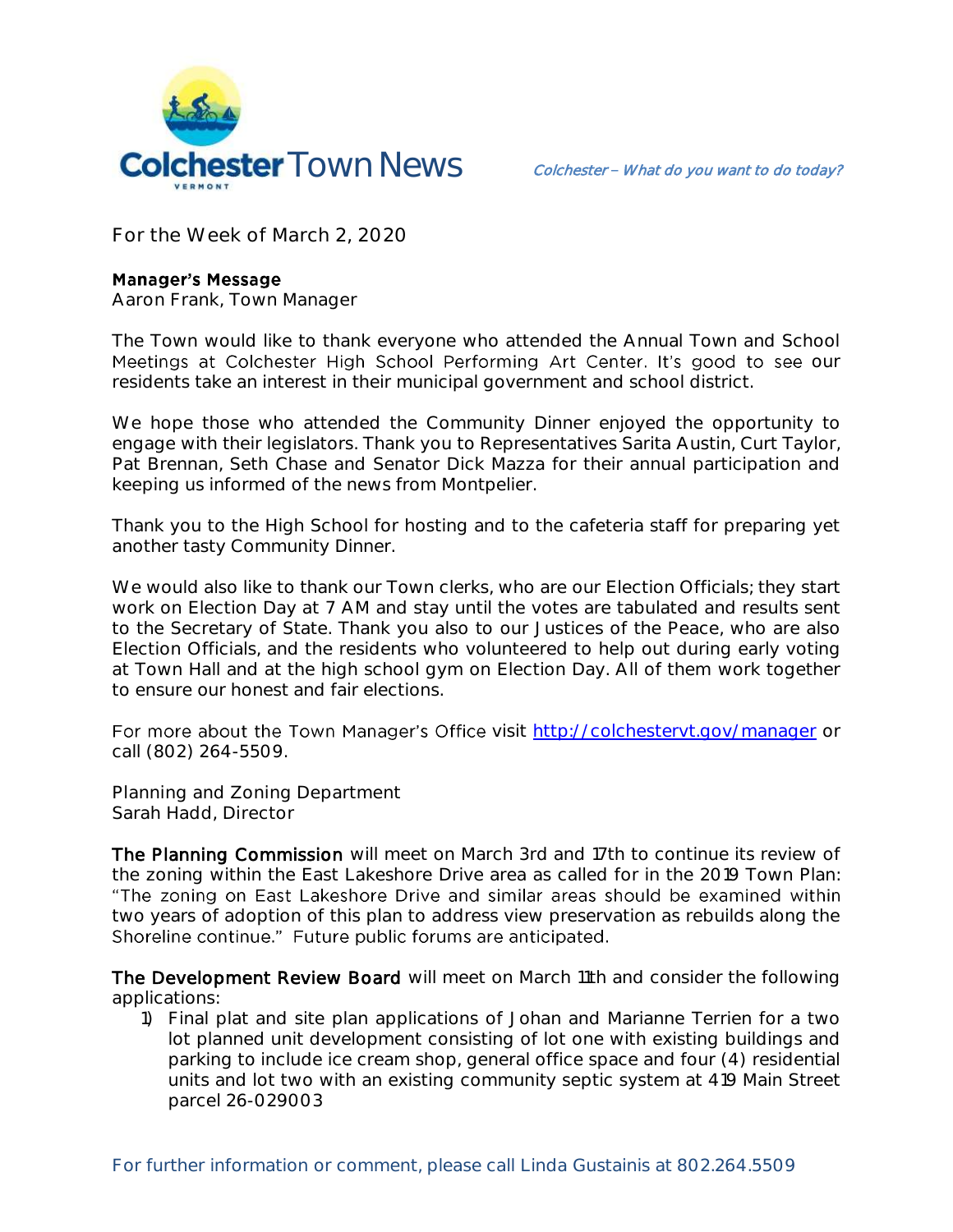# Colchester Town News

*Colchester – What do you want to do today?*

For the Week of March 2, 2020

**Manager's Message**
Aaron Frank, Town Manager

The Town would like to thank everyone who attended the Annual Town and School Meetings at Colchester High School Performing Art Center. It's good to see our residents take an interest in their municipal government and school district.

We hope those who attended the Community Dinner enjoyed the opportunity to engage with their legislators. Thank you to Representatives Sarita Austin, Curt Taylor, Pat Brennan, Seth Chase and Senator Dick Mazza for their annual participation and keeping us informed of the news from Montpelier.

Thank you to the High School for hosting and to the cafeteria staff for preparing yet another tasty Community Dinner.

We would also like to thank our Town clerks, who are our Election Officials; they start work on Election Day at 7 AM and stay until the votes are tabulated and results sent to the Secretary of State. Thank you also to our Justices of the Peace, who are also Election Officials, and the residents who volunteered to help out during early voting at Town Hall and at the high school gym on Election Day. All of them work together to ensure our honest and fair elections.

For more about the Town Manager's Office visit http://colchestervt.gov/manager or call (802) 264-5509.

Planning and Zoning Department
Sarah Hadd, Director

**The Planning Commission** will meet on March 3rd and 17th to continue its review of the zoning within the East Lakeshore Drive area as called for in the 2019 Town Plan: "The zoning on East Lakeshore Drive and similar areas should be examined within two years of adoption of this plan to address view preservation as rebuilds along the Shoreline continue." Future public forums are anticipated.

**The Development Review Board** will meet on March 11th and consider the following applications:

1) Final plat and site plan applications of Johan and Marianne Terrien for a two lot planned unit development consisting of lot one with existing buildings and parking to include ice cream shop, general office space and four (4) residential units and lot two with an existing community septic system at 419 Main Street parcel 26-029003

For further information or comment, please call Linda Gustainis at 802.264.5509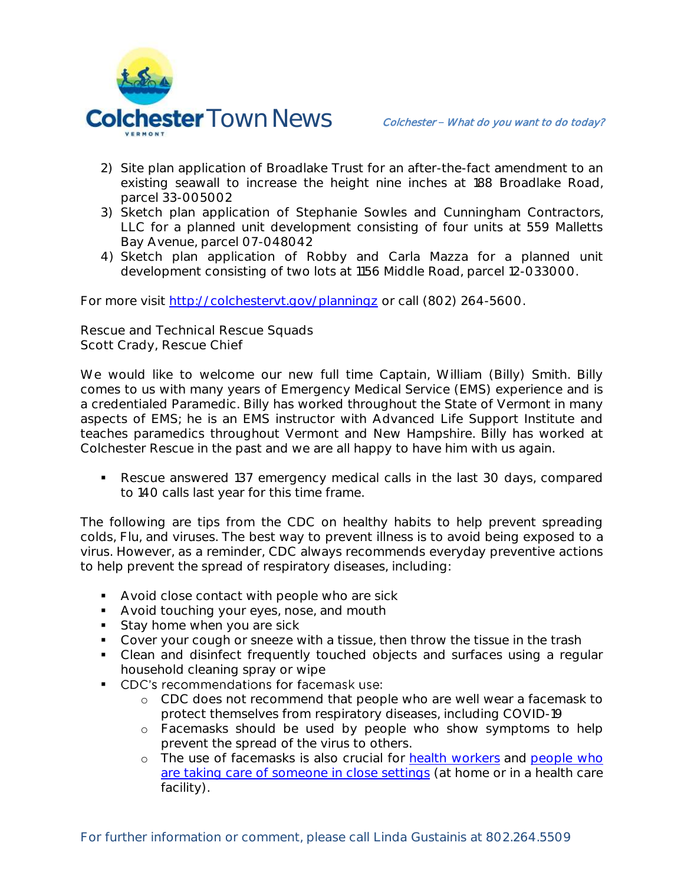2) Site plan application of Broadlake Trust for an after-the-fact amendment to an existing seawall to increase the height nine inches at 188 Broadlake Road, parcel 33-005002
3) Sketch plan application of Stephanie Sowles and Cunningham Contractors, LLC for a planned unit development consisting of four units at 559 Malletts Bay Avenue, parcel 07-048042
4) Sketch plan application of Robby and Carla Mazza for a planned unit development consisting of two lots at 1156 Middle Road, parcel 12-033000.

For more visit [http://colchestervt.gov/planningz](http://colchestervt.gov/planningz) or call (802) 264-5600.

Rescue and Technical Rescue Squads
Scott Crady, Rescue Chief

We would like to welcome our new full time Captain, William (Billy) Smith. Billy comes to us with many years of Emergency Medical Service (EMS) experience and is a credentialed Paramedic. Billy has worked throughout the State of Vermont in many aspects of EMS; he is an EMS instructor with Advanced Life Support Institute and teaches paramedics throughout Vermont and New Hampshire. Billy has worked at Colchester Rescue in the past and we are all happy to have him with us again.

- Rescue answered 137 emergency medical calls in the last 30 days, compared to 140 calls last year for this time frame.

The following are tips from the CDC on healthy habits to help prevent spreading colds, Flu, and viruses. The best way to prevent illness is to avoid being exposed to a virus. However, as a reminder, CDC always recommends everyday preventive actions to help prevent the spread of respiratory diseases, including:

- Avoid close contact with people who are sick
- Avoid touching your eyes, nose, and mouth
- Stay home when you are sick
- Cover your cough or sneeze with a tissue, then throw the tissue in the trash
- Clean and disinfect frequently touched objects and surfaces using a regular household cleaning spray or wipe
- CDC's recommendations for facemask use:
  - CDC does not recommend that people who are well wear a facemask to protect themselves from respiratory diseases, including COVID-19
  - Facemasks should be used by people who show symptoms to help prevent the spread of the virus to others.
  - The use of facemasks is also crucial for health workers and people who are taking care of someone in close settings (at home or in a health care facility).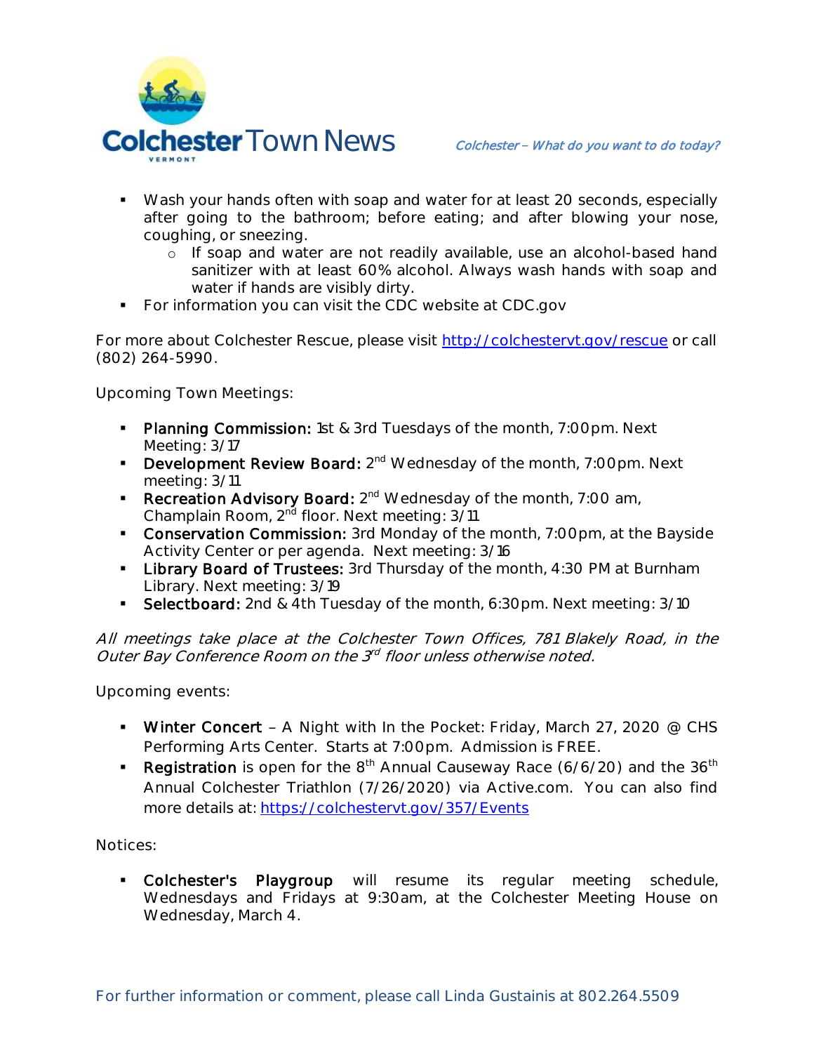- Wash your hands often with soap and water for at least 20 seconds, especially after going to the bathroom; before eating; and after blowing your nose, coughing, or sneezing.
  - If soap and water are not readily available, use an alcohol-based hand sanitizer with at least 60% alcohol. Always wash hands with soap and water if hands are visibly dirty.
- For information you can visit the CDC website at CDC.gov

For more about Colchester Rescue, please visit http://colchestervt.gov/rescue or call (802) 264-5990.

Upcoming Town Meetings:

- **Planning Commission:** 1st & 3rd Tuesdays of the month, 7:00pm. Next Meeting: 3/17
- **Development Review Board:** 2nd Wednesday of the month, 7:00pm. Next meeting: 3/11
- **Recreation Advisory Board:** 2nd Wednesday of the month, 7:00 am, Champlain Room, 2nd floor. Next meeting: 3/11
- **Conservation Commission:** 3rd Monday of the month, 7:00pm, at the Bayside Activity Center or per agenda. Next meeting: 3/16
- **Library Board of Trustees:** 3rd Thursday of the month, 4:30 PM at Burnham Library. Next meeting: 3/19
- **Selectboard:** 2nd & 4th Tuesday of the month, 6:30pm. Next meeting: 3/10

*All meetings take place at the Colchester Town Offices, 781 Blakely Road, in the Outer Bay Conference Room on the 3rd floor unless otherwise noted.*

Upcoming events:

- **Winter Concert** – A Night with In the Pocket: Friday, March 27, 2020 @ CHS Performing Arts Center. Starts at 7:00pm. Admission is FREE.
- **Registration** is open for the 8th Annual Causeway Race (6/6/20) and the 36th Annual Colchester Triathlon (7/26/2020) via Active.com. You can also find more details at: https://colchestervt.gov/357/Events

Notices:

- **Colchester's Playgroup** will resume its regular meeting schedule, Wednesdays and Fridays at 9:30am, at the Colchester Meeting House on Wednesday, March 4.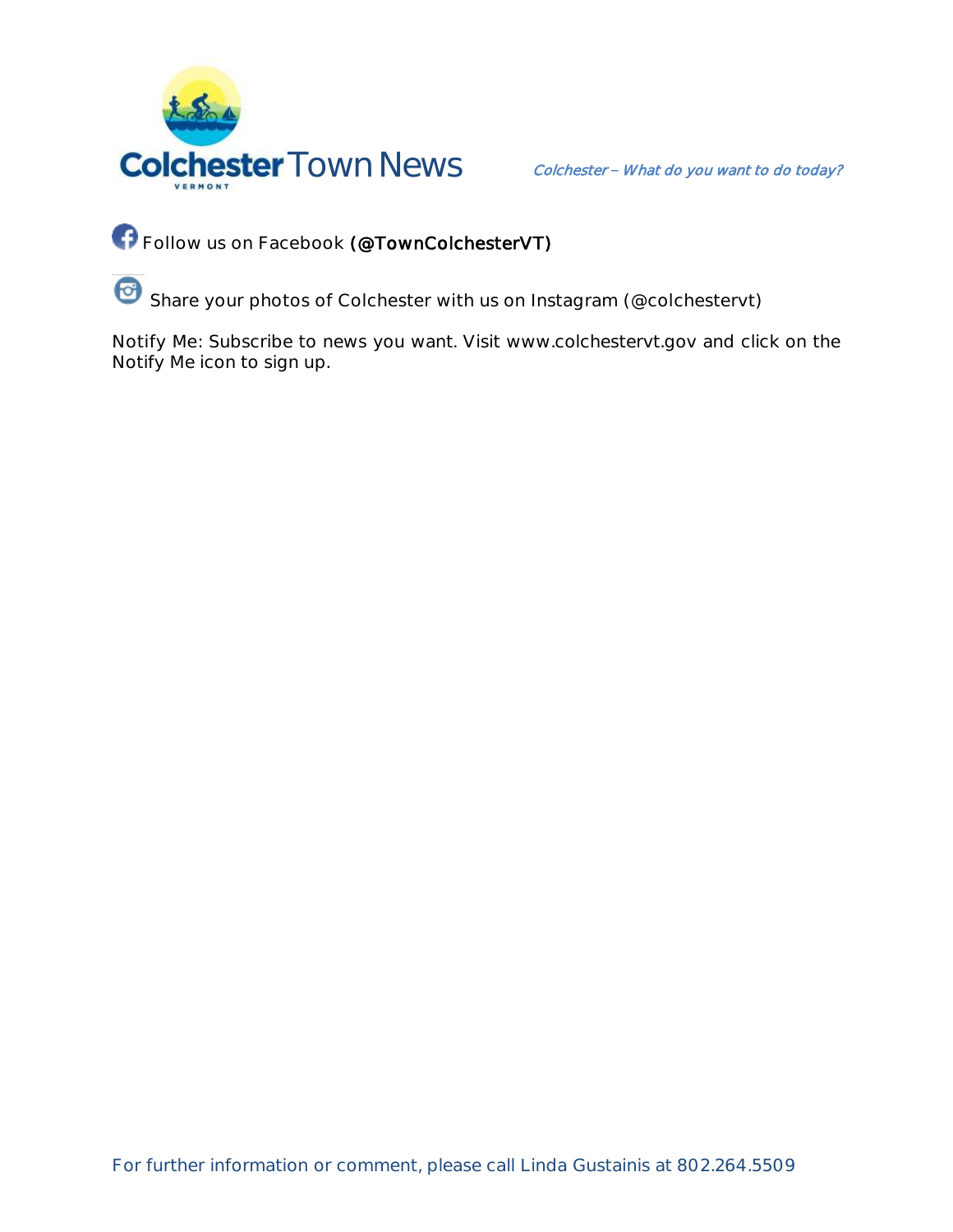# Colchester Town News

VERMONT

*Colchester – What do you want to do today?*

Follow us on Facebook (@TownColchesterVT)

Share your photos of Colchester with us on Instagram (@colchestervt)

Notify Me: Subscribe to news you want. Visit www.colchestervt.gov and click on the Notify Me icon to sign up.

For further information or comment, please call Linda Gustainis at 802.264.5509